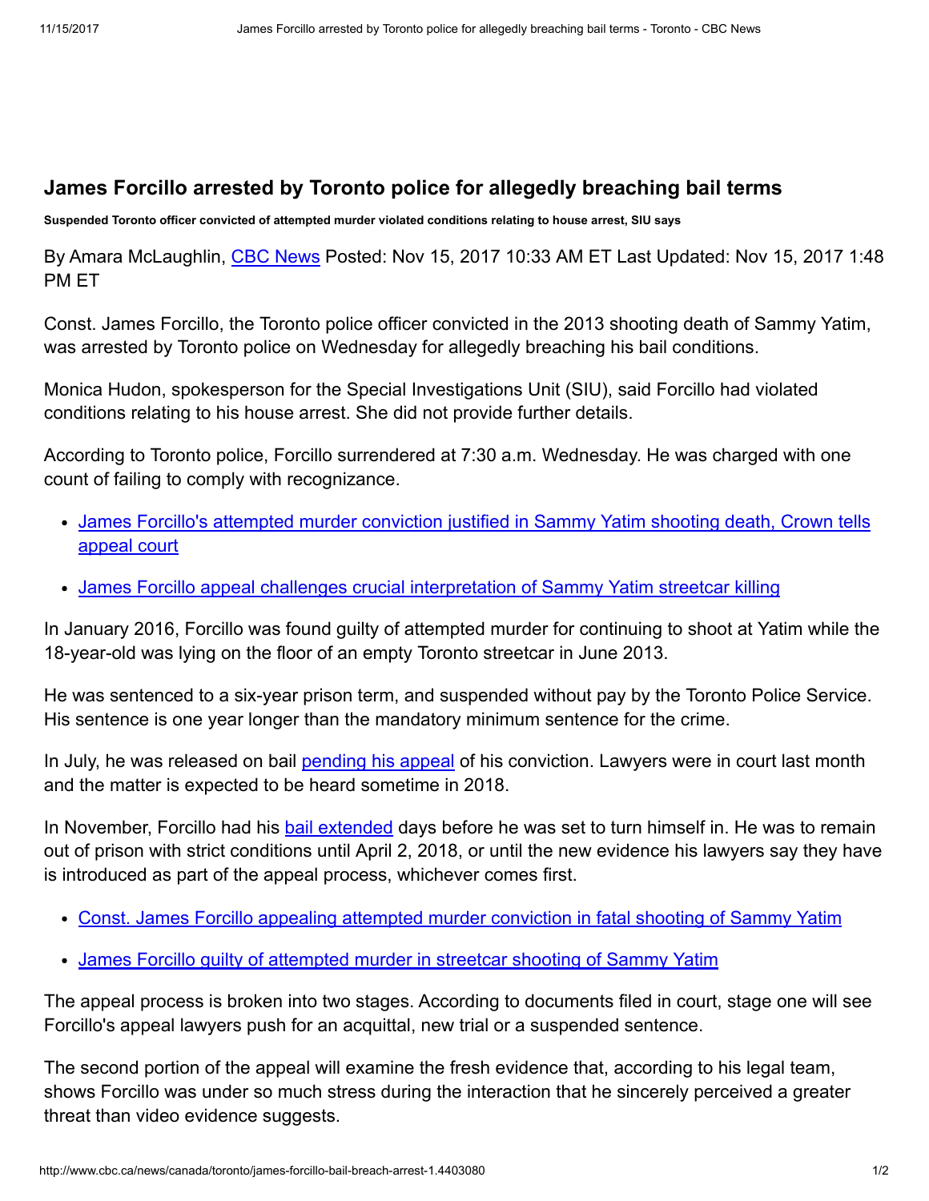# James Forcillo arrested by Toronto police for allegedly breaching bail terms

**Suspended Toronto officer convicted of attempted murder violated conditions relating to house arrest, SIU says**

By Amara McLaughlin, CBC News Posted: Nov 15, 2017 10:33 AM ET Last Updated: Nov 15, 2017 1:48 PM ET

Const. James Forcillo, the Toronto police officer convicted in the 2013 shooting death of Sammy Yatim, was arrested by Toronto police on Wednesday for allegedly breaching his bail conditions.

Monica Hudon, spokesperson for the Special Investigations Unit (SIU), said Forcillo had violated conditions relating to his house arrest. She did not provide further details.

According to Toronto police, Forcillo surrendered at 7:30 a.m. Wednesday. He was charged with one count of failing to comply with recognizance.

- James Forcillo's attempted murder conviction justified in Sammy Yatim shooting death, Crown tells appeal court
- James Forcillo appeal challenges crucial interpretation of Sammy Yatim streetcar killing

In January 2016, Forcillo was found guilty of attempted murder for continuing to shoot at Yatim while the 18-year-old was lying on the floor of an empty Toronto streetcar in June 2013.

He was sentenced to a six-year prison term, and suspended without pay by the Toronto Police Service. His sentence is one year longer than the mandatory minimum sentence for the crime.

In July, he was released on bail pending his appeal of his conviction. Lawyers were in court last month and the matter is expected to be heard sometime in 2018.

In November, Forcillo had his bail extended days before he was set to turn himself in. He was to remain out of prison with strict conditions until April 2, 2018, or until the new evidence his lawyers say they have is introduced as part of the appeal process, whichever comes first.

- Const. James Forcillo appealing attempted murder conviction in fatal shooting of Sammy Yatim
- James Forcillo guilty of attempted murder in streetcar shooting of Sammy Yatim

The appeal process is broken into two stages. According to documents filed in court, stage one will see Forcillo's appeal lawyers push for an acquittal, new trial or a suspended sentence.

The second portion of the appeal will examine the fresh evidence that, according to his legal team, shows Forcillo was under so much stress during the interaction that he sincerely perceived a greater threat than video evidence suggests.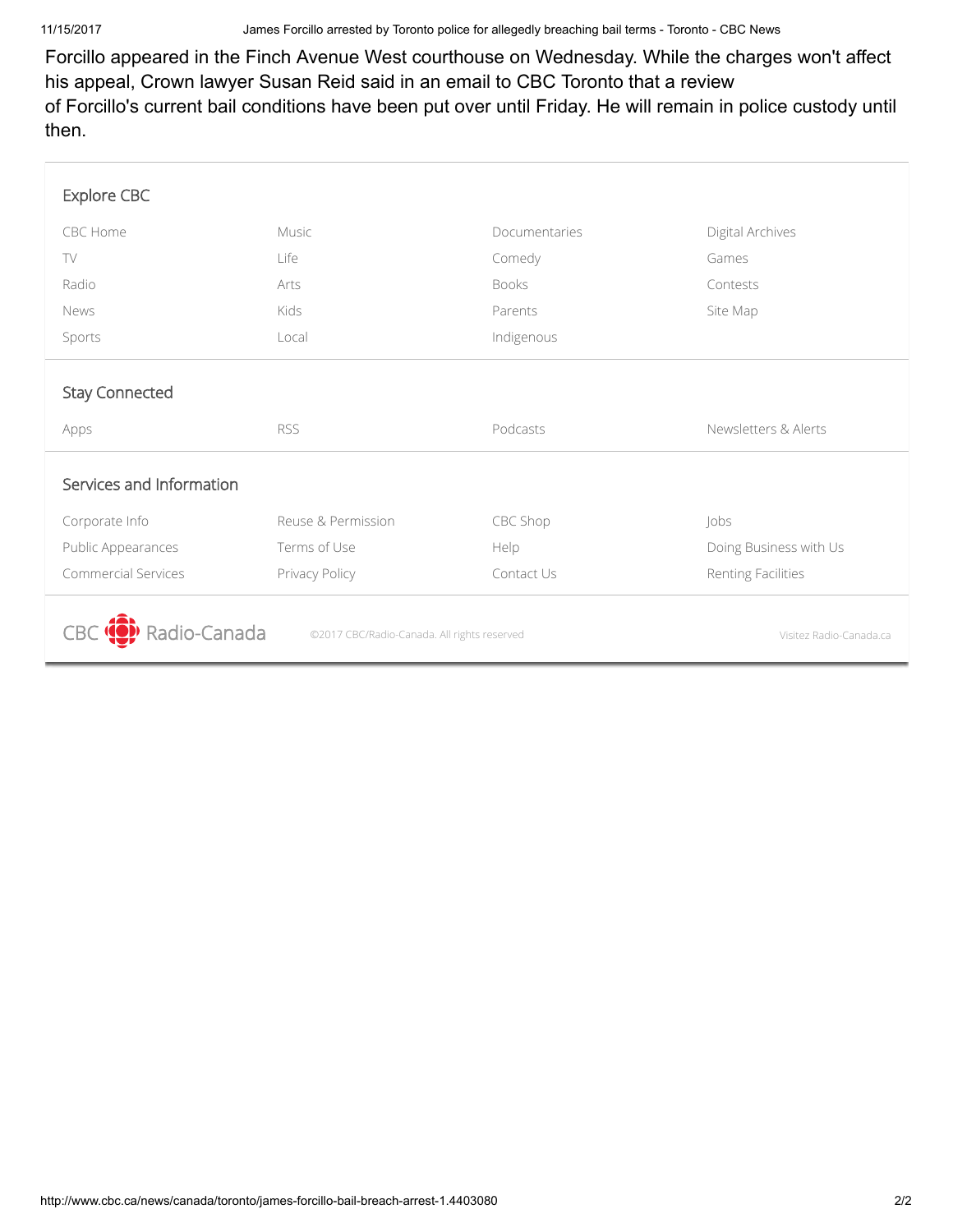Forcillo appeared in the Finch Avenue West courthouse on Wednesday. While the charges won't affect his appeal, Crown lawyer Susan Reid said in an email to CBC Toronto that a review of Forcillo's current bail conditions have been put over until Friday. He will remain in police custody until then.

## Explore CBC

| | | | |
|---|---|---|---|
| CBC Home | Music | Documentaries | Digital Archives |
| TV | Life | Comedy | Games |
| Radio | Arts | Books | Contests |
| News | Kids | Parents | Site Map |
| Sports | Local | Indigenous | |

## Stay Connected

| | | | |
|---|---|---|---|
| Apps | RSS | Podcasts | Newsletters & Alerts |

## Services and Information

| | | | |
|---|---|---|---|
| Corporate Info | Reuse & Permission | CBC Shop | Jobs |
| Public Appearances | Terms of Use | Help | Doing Business with Us |
| Commercial Services | Privacy Policy | Contact Us | Renting Facilities |

CBC Radio-Canada

©2017 CBC/Radio-Canada. All rights reserved

Visitez Radio-Canada.ca